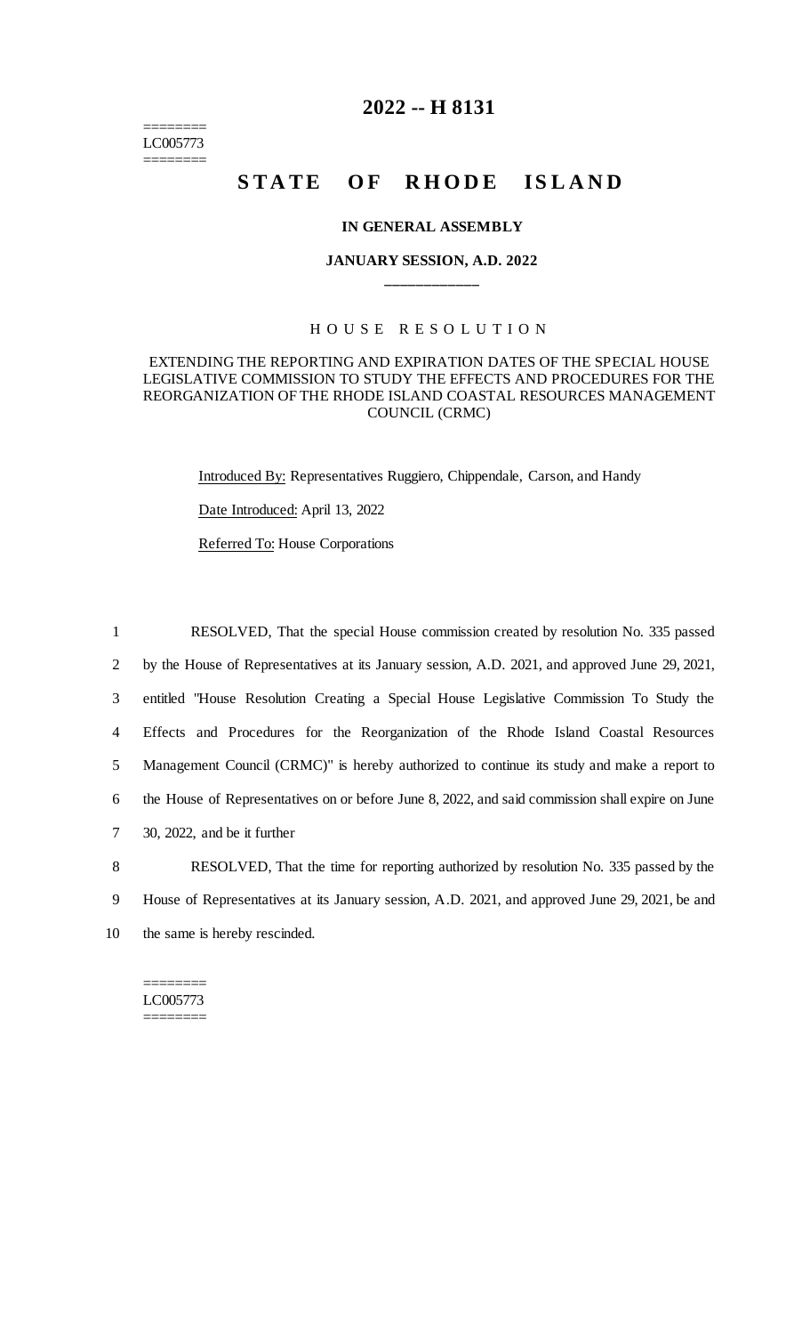========
LC005773
========

# 2022 -- H 8131

# STATE OF RHODE ISLAND

**IN GENERAL ASSEMBLY**

**JANUARY SESSION, A.D. 2022**

____________

H O U S E   R E S O L U T I O N

EXTENDING THE REPORTING AND EXPIRATION DATES OF THE SPECIAL HOUSE LEGISLATIVE COMMISSION TO STUDY THE EFFECTS AND PROCEDURES FOR THE REORGANIZATION OF THE RHODE ISLAND COASTAL RESOURCES MANAGEMENT COUNCIL (CRMC)

Introduced By: Representatives Ruggiero, Chippendale, Carson, and Handy

Date Introduced: April 13, 2022

Referred To: House Corporations

1 RESOLVED, That the special House commission created by resolution No. 335 passed
2 by the House of Representatives at its January session, A.D. 2021, and approved June 29, 2021,
3 entitled "House Resolution Creating a Special House Legislative Commission To Study the
4 Effects and Procedures for the Reorganization of the Rhode Island Coastal Resources
5 Management Council (CRMC)" is hereby authorized to continue its study and make a report to
6 the House of Representatives on or before June 8, 2022, and said commission shall expire on June
7 30, 2022, and be it further

8 RESOLVED, That the time for reporting authorized by resolution No. 335 passed by the
9 House of Representatives at its January session, A.D. 2021, and approved June 29, 2021, be and
10 the same is hereby rescinded.

========
LC005773
========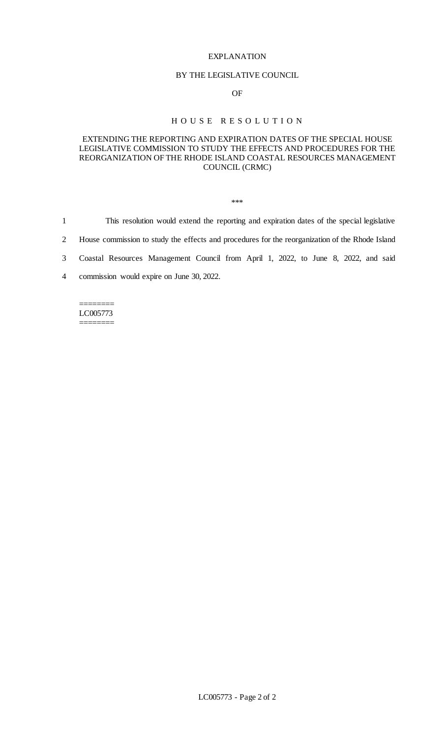EXPLANATION

BY THE LEGISLATIVE COUNCIL

OF

# H O U S E   R E S O L U T I O N

EXTENDING THE REPORTING AND EXPIRATION DATES OF THE SPECIAL HOUSE LEGISLATIVE COMMISSION TO STUDY THE EFFECTS AND PROCEDURES FOR THE REORGANIZATION OF THE RHODE ISLAND COASTAL RESOURCES MANAGEMENT COUNCIL (CRMC)

\*\*\*

1 This resolution would extend the reporting and expiration dates of the special legislative
2 House commission to study the effects and procedures for the reorganization of the Rhode Island
3 Coastal Resources Management Council from April 1, 2022, to June 8, 2022, and said
4 commission would expire on June 30, 2022.

========
LC005773
========